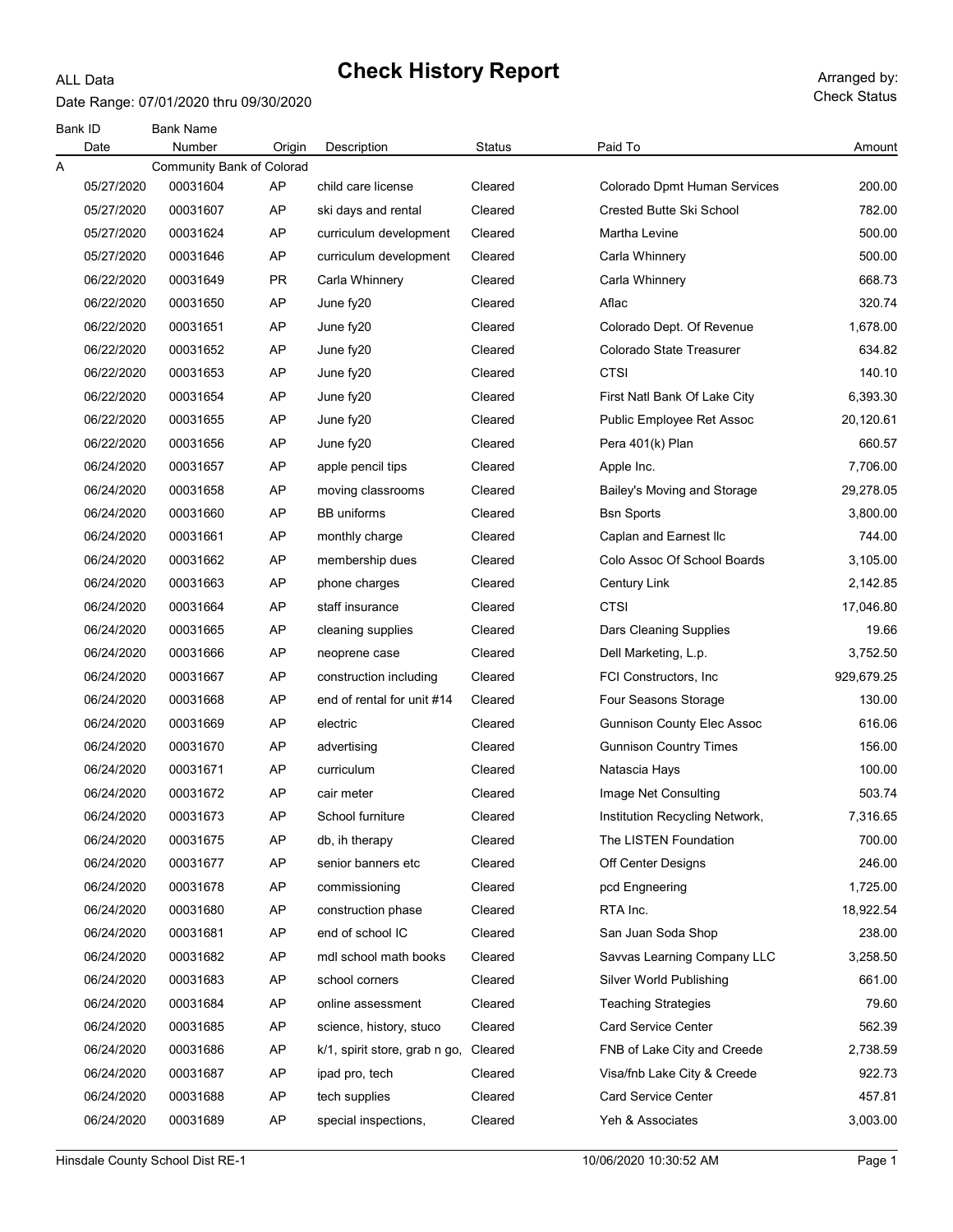# Check History Report

ALL Data

Date Range: 07/01/2020 thru 09/30/2020

Arranged by: Check Status

| Bank ID | Bank Name | | | | | |
|---|---|---|---|---|---|---|
| Date | Number | Origin | Description | Status | Paid To | Amount |
| A | Community Bank of Colorad | | | | | |
| 05/27/2020 | 00031604 | AP | child care license | Cleared | Colorado Dpmt Human Services | 200.00 |
| 05/27/2020 | 00031607 | AP | ski days and rental | Cleared | Crested Butte Ski School | 782.00 |
| 05/27/2020 | 00031624 | AP | curriculum development | Cleared | Martha Levine | 500.00 |
| 05/27/2020 | 00031646 | AP | curriculum development | Cleared | Carla Whinnery | 500.00 |
| 06/22/2020 | 00031649 | PR | Carla Whinnery | Cleared | Carla Whinnery | 668.73 |
| 06/22/2020 | 00031650 | AP | June fy20 | Cleared | Aflac | 320.74 |
| 06/22/2020 | 00031651 | AP | June fy20 | Cleared | Colorado Dept. Of Revenue | 1,678.00 |
| 06/22/2020 | 00031652 | AP | June fy20 | Cleared | Colorado State Treasurer | 634.82 |
| 06/22/2020 | 00031653 | AP | June fy20 | Cleared | CTSI | 140.10 |
| 06/22/2020 | 00031654 | AP | June fy20 | Cleared | First Natl Bank Of Lake City | 6,393.30 |
| 06/22/2020 | 00031655 | AP | June fy20 | Cleared | Public Employee Ret Assoc | 20,120.61 |
| 06/22/2020 | 00031656 | AP | June fy20 | Cleared | Pera 401(k) Plan | 660.57 |
| 06/24/2020 | 00031657 | AP | apple pencil tips | Cleared | Apple Inc. | 7,706.00 |
| 06/24/2020 | 00031658 | AP | moving classrooms | Cleared | Bailey's Moving and Storage | 29,278.05 |
| 06/24/2020 | 00031660 | AP | BB uniforms | Cleared | Bsn Sports | 3,800.00 |
| 06/24/2020 | 00031661 | AP | monthly charge | Cleared | Caplan and Earnest llc | 744.00 |
| 06/24/2020 | 00031662 | AP | membership dues | Cleared | Colo Assoc Of School Boards | 3,105.00 |
| 06/24/2020 | 00031663 | AP | phone charges | Cleared | Century Link | 2,142.85 |
| 06/24/2020 | 00031664 | AP | staff insurance | Cleared | CTSI | 17,046.80 |
| 06/24/2020 | 00031665 | AP | cleaning supplies | Cleared | Dars Cleaning Supplies | 19.66 |
| 06/24/2020 | 00031666 | AP | neoprene case | Cleared | Dell Marketing, L.p. | 3,752.50 |
| 06/24/2020 | 00031667 | AP | construction including | Cleared | FCI Constructors, Inc | 929,679.25 |
| 06/24/2020 | 00031668 | AP | end of rental for unit #14 | Cleared | Four Seasons Storage | 130.00 |
| 06/24/2020 | 00031669 | AP | electric | Cleared | Gunnison County Elec Assoc | 616.06 |
| 06/24/2020 | 00031670 | AP | advertising | Cleared | Gunnison Country Times | 156.00 |
| 06/24/2020 | 00031671 | AP | curriculum | Cleared | Natascia Hays | 100.00 |
| 06/24/2020 | 00031672 | AP | cair meter | Cleared | Image Net Consulting | 503.74 |
| 06/24/2020 | 00031673 | AP | School furniture | Cleared | Institution Recycling Network, | 7,316.65 |
| 06/24/2020 | 00031675 | AP | db, ih therapy | Cleared | The LISTEN Foundation | 700.00 |
| 06/24/2020 | 00031677 | AP | senior banners etc | Cleared | Off Center Designs | 246.00 |
| 06/24/2020 | 00031678 | AP | commissioning | Cleared | pcd Engneering | 1,725.00 |
| 06/24/2020 | 00031680 | AP | construction phase | Cleared | RTA Inc. | 18,922.54 |
| 06/24/2020 | 00031681 | AP | end of school IC | Cleared | San Juan Soda Shop | 238.00 |
| 06/24/2020 | 00031682 | AP | mdl school math books | Cleared | Savvas Learning Company LLC | 3,258.50 |
| 06/24/2020 | 00031683 | AP | school corners | Cleared | Silver World Publishing | 661.00 |
| 06/24/2020 | 00031684 | AP | online assessment | Cleared | Teaching Strategies | 79.60 |
| 06/24/2020 | 00031685 | AP | science, history, stuco | Cleared | Card Service Center | 562.39 |
| 06/24/2020 | 00031686 | AP | k/1, spirit store, grab n go, | Cleared | FNB of Lake City and Creede | 2,738.59 |
| 06/24/2020 | 00031687 | AP | ipad pro, tech | Cleared | Visa/fnb Lake City & Creede | 922.73 |
| 06/24/2020 | 00031688 | AP | tech supplies | Cleared | Card Service Center | 457.81 |
| 06/24/2020 | 00031689 | AP | special inspections, | Cleared | Yeh & Associates | 3,003.00 |

Hinsdale County School Dist RE-1 10/06/2020 10:30:52 AM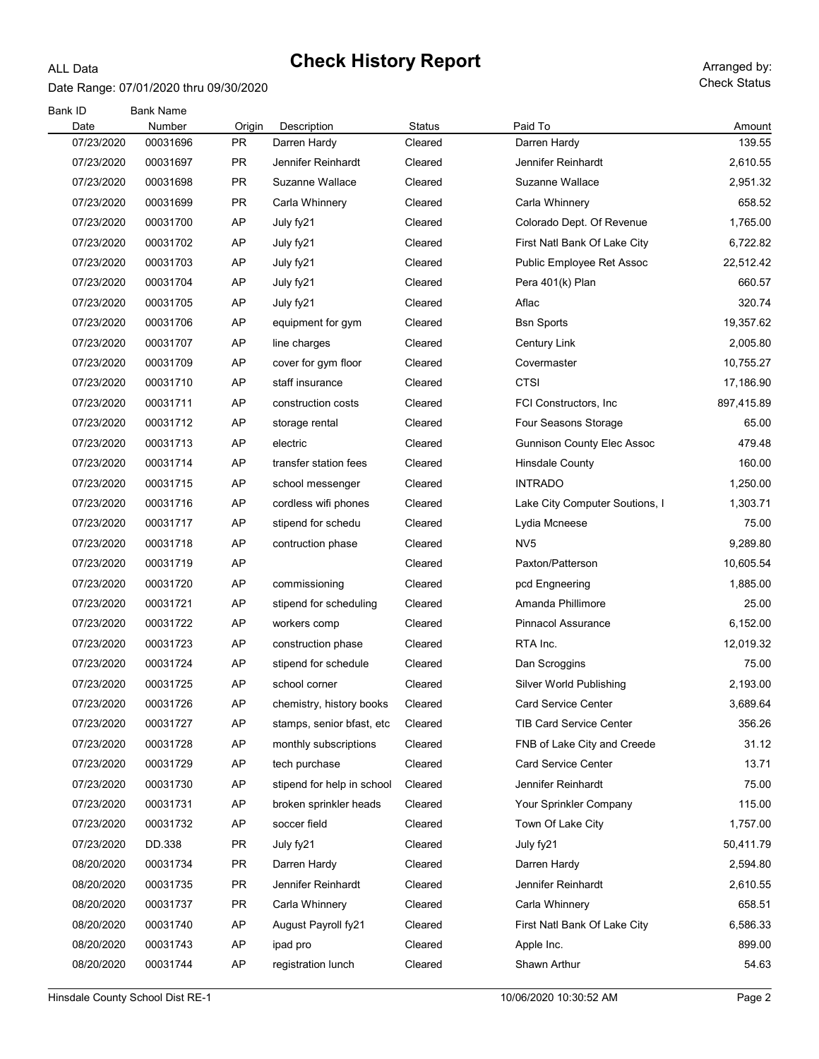# Check History Report

ALL Data

Date Range: 07/01/2020 thru 09/30/2020

Arranged by: Check Status

| Bank ID<br>Date | Bank Name<br>Number | Origin | Description | Status | Paid To | Amount |
|---|---|---|---|---|---|---|
| 07/23/2020 | 00031696 | PR | Darren Hardy | Cleared | Darren Hardy | 139.55 |
| 07/23/2020 | 00031697 | PR | Jennifer Reinhardt | Cleared | Jennifer Reinhardt | 2,610.55 |
| 07/23/2020 | 00031698 | PR | Suzanne Wallace | Cleared | Suzanne Wallace | 2,951.32 |
| 07/23/2020 | 00031699 | PR | Carla Whinnery | Cleared | Carla Whinnery | 658.52 |
| 07/23/2020 | 00031700 | AP | July fy21 | Cleared | Colorado Dept. Of Revenue | 1,765.00 |
| 07/23/2020 | 00031702 | AP | July fy21 | Cleared | First Natl Bank Of Lake City | 6,722.82 |
| 07/23/2020 | 00031703 | AP | July fy21 | Cleared | Public Employee Ret Assoc | 22,512.42 |
| 07/23/2020 | 00031704 | AP | July fy21 | Cleared | Pera 401(k) Plan | 660.57 |
| 07/23/2020 | 00031705 | AP | July fy21 | Cleared | Aflac | 320.74 |
| 07/23/2020 | 00031706 | AP | equipment for gym | Cleared | Bsn Sports | 19,357.62 |
| 07/23/2020 | 00031707 | AP | line charges | Cleared | Century Link | 2,005.80 |
| 07/23/2020 | 00031709 | AP | cover for gym floor | Cleared | Covermaster | 10,755.27 |
| 07/23/2020 | 00031710 | AP | staff insurance | Cleared | CTSI | 17,186.90 |
| 07/23/2020 | 00031711 | AP | construction costs | Cleared | FCI Constructors, Inc | 897,415.89 |
| 07/23/2020 | 00031712 | AP | storage rental | Cleared | Four Seasons Storage | 65.00 |
| 07/23/2020 | 00031713 | AP | electric | Cleared | Gunnison County Elec Assoc | 479.48 |
| 07/23/2020 | 00031714 | AP | transfer station fees | Cleared | Hinsdale County | 160.00 |
| 07/23/2020 | 00031715 | AP | school messenger | Cleared | INTRADO | 1,250.00 |
| 07/23/2020 | 00031716 | AP | cordless wifi phones | Cleared | Lake City Computer Soutions, I | 1,303.71 |
| 07/23/2020 | 00031717 | AP | stipend for schedu | Cleared | Lydia Mcneese | 75.00 |
| 07/23/2020 | 00031718 | AP | contruction phase | Cleared | NV5 | 9,289.80 |
| 07/23/2020 | 00031719 | AP | | Cleared | Paxton/Patterson | 10,605.54 |
| 07/23/2020 | 00031720 | AP | commissioning | Cleared | pcd Engneering | 1,885.00 |
| 07/23/2020 | 00031721 | AP | stipend for scheduling | Cleared | Amanda Phillimore | 25.00 |
| 07/23/2020 | 00031722 | AP | workers comp | Cleared | Pinnacol Assurance | 6,152.00 |
| 07/23/2020 | 00031723 | AP | construction phase | Cleared | RTA Inc. | 12,019.32 |
| 07/23/2020 | 00031724 | AP | stipend for schedule | Cleared | Dan Scroggins | 75.00 |
| 07/23/2020 | 00031725 | AP | school corner | Cleared | Silver World Publishing | 2,193.00 |
| 07/23/2020 | 00031726 | AP | chemistry, history books | Cleared | Card Service Center | 3,689.64 |
| 07/23/2020 | 00031727 | AP | stamps, senior bfast, etc | Cleared | TIB Card Service Center | 356.26 |
| 07/23/2020 | 00031728 | AP | monthly subscriptions | Cleared | FNB of Lake City and Creede | 31.12 |
| 07/23/2020 | 00031729 | AP | tech purchase | Cleared | Card Service Center | 13.71 |
| 07/23/2020 | 00031730 | AP | stipend for help in school | Cleared | Jennifer Reinhardt | 75.00 |
| 07/23/2020 | 00031731 | AP | broken sprinkler heads | Cleared | Your Sprinkler Company | 115.00 |
| 07/23/2020 | 00031732 | AP | soccer field | Cleared | Town Of Lake City | 1,757.00 |
| 07/23/2020 | DD.338 | PR | July fy21 | Cleared | July fy21 | 50,411.79 |
| 08/20/2020 | 00031734 | PR | Darren Hardy | Cleared | Darren Hardy | 2,594.80 |
| 08/20/2020 | 00031735 | PR | Jennifer Reinhardt | Cleared | Jennifer Reinhardt | 2,610.55 |
| 08/20/2020 | 00031737 | PR | Carla Whinnery | Cleared | Carla Whinnery | 658.51 |
| 08/20/2020 | 00031740 | AP | August Payroll fy21 | Cleared | First Natl Bank Of Lake City | 6,586.33 |
| 08/20/2020 | 00031743 | AP | ipad pro | Cleared | Apple Inc. | 899.00 |
| 08/20/2020 | 00031744 | AP | registration lunch | Cleared | Shawn Arthur | 54.63 |

Hinsdale County School Dist RE-1 — 10/06/2020 10:30:52 AM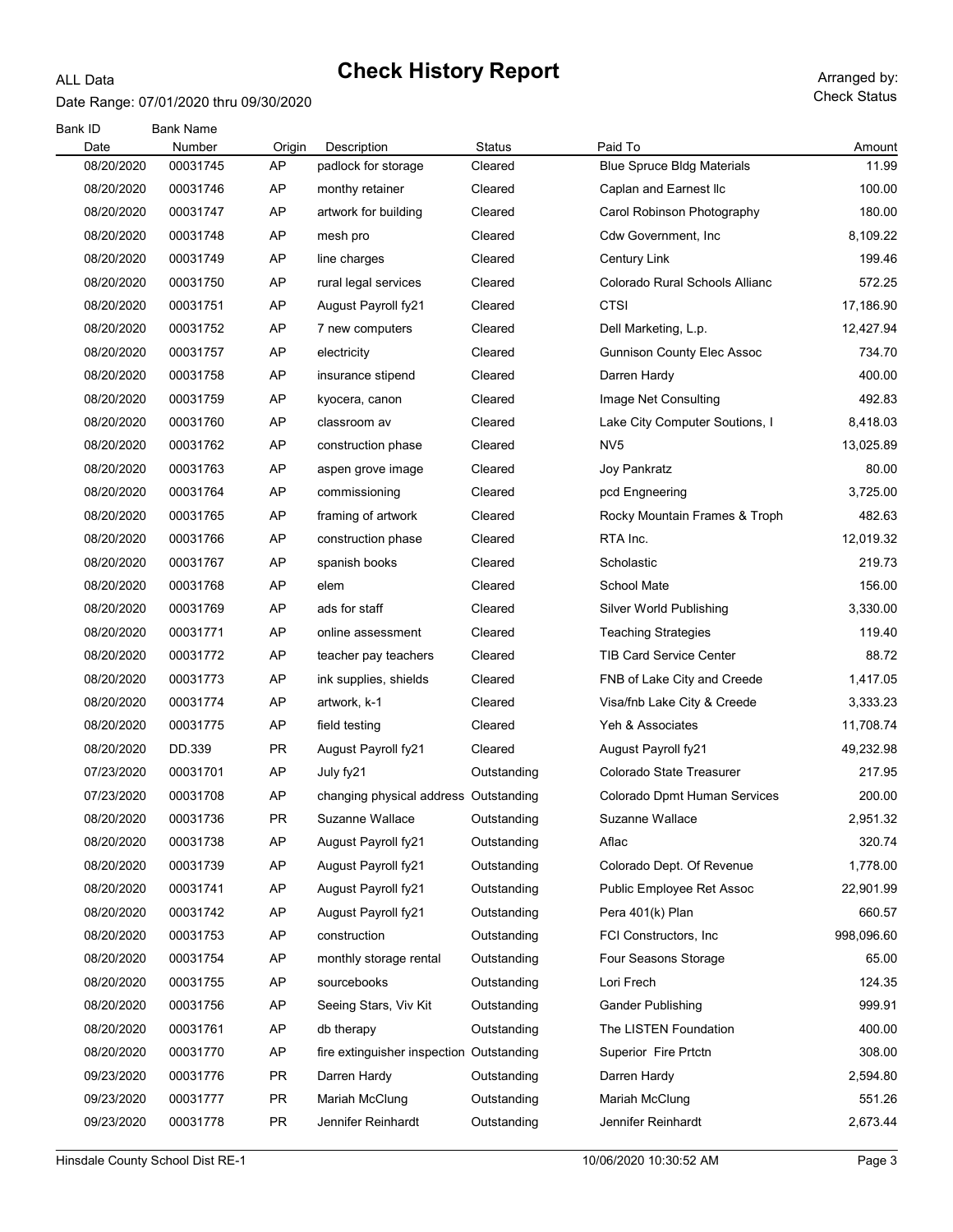# Check History Report

ALL Data

Date Range: 07/01/2020 thru 09/30/2020

Arranged by: Check Status

| Bank ID Date | Bank Name Number | Origin | Description | Status | Paid To | Amount |
|---|---|---|---|---|---|---|
| 08/20/2020 | 00031745 | AP | padlock for storage | Cleared | Blue Spruce Bldg Materials | 11.99 |
| 08/20/2020 | 00031746 | AP | monthy retainer | Cleared | Caplan and Earnest llc | 100.00 |
| 08/20/2020 | 00031747 | AP | artwork for building | Cleared | Carol Robinson Photography | 180.00 |
| 08/20/2020 | 00031748 | AP | mesh pro | Cleared | Cdw Government, Inc | 8,109.22 |
| 08/20/2020 | 00031749 | AP | line charges | Cleared | Century Link | 199.46 |
| 08/20/2020 | 00031750 | AP | rural legal services | Cleared | Colorado Rural Schools Allianc | 572.25 |
| 08/20/2020 | 00031751 | AP | August Payroll fy21 | Cleared | CTSI | 17,186.90 |
| 08/20/2020 | 00031752 | AP | 7 new computers | Cleared | Dell Marketing, L.p. | 12,427.94 |
| 08/20/2020 | 00031757 | AP | electricity | Cleared | Gunnison County Elec Assoc | 734.70 |
| 08/20/2020 | 00031758 | AP | insurance stipend | Cleared | Darren Hardy | 400.00 |
| 08/20/2020 | 00031759 | AP | kyocera, canon | Cleared | Image Net Consulting | 492.83 |
| 08/20/2020 | 00031760 | AP | classroom av | Cleared | Lake City Computer Soutions, I | 8,418.03 |
| 08/20/2020 | 00031762 | AP | construction phase | Cleared | NV5 | 13,025.89 |
| 08/20/2020 | 00031763 | AP | aspen grove image | Cleared | Joy Pankratz | 80.00 |
| 08/20/2020 | 00031764 | AP | commissioning | Cleared | pcd Engneering | 3,725.00 |
| 08/20/2020 | 00031765 | AP | framing of artwork | Cleared | Rocky Mountain Frames & Troph | 482.63 |
| 08/20/2020 | 00031766 | AP | construction phase | Cleared | RTA Inc. | 12,019.32 |
| 08/20/2020 | 00031767 | AP | spanish books | Cleared | Scholastic | 219.73 |
| 08/20/2020 | 00031768 | AP | elem | Cleared | School Mate | 156.00 |
| 08/20/2020 | 00031769 | AP | ads for staff | Cleared | Silver World Publishing | 3,330.00 |
| 08/20/2020 | 00031771 | AP | online assessment | Cleared | Teaching Strategies | 119.40 |
| 08/20/2020 | 00031772 | AP | teacher pay teachers | Cleared | TIB Card Service Center | 88.72 |
| 08/20/2020 | 00031773 | AP | ink supplies, shields | Cleared | FNB of Lake City and Creede | 1,417.05 |
| 08/20/2020 | 00031774 | AP | artwork, k-1 | Cleared | Visa/fnb Lake City & Creede | 3,333.23 |
| 08/20/2020 | 00031775 | AP | field testing | Cleared | Yeh & Associates | 11,708.74 |
| 08/20/2020 | DD.339 | PR | August Payroll fy21 | Cleared | August Payroll fy21 | 49,232.98 |
| 07/23/2020 | 00031701 | AP | July fy21 | Outstanding | Colorado State Treasurer | 217.95 |
| 07/23/2020 | 00031708 | AP | changing physical address | Outstanding | Colorado Dpmt Human Services | 200.00 |
| 08/20/2020 | 00031736 | PR | Suzanne Wallace | Outstanding | Suzanne Wallace | 2,951.32 |
| 08/20/2020 | 00031738 | AP | August Payroll fy21 | Outstanding | Aflac | 320.74 |
| 08/20/2020 | 00031739 | AP | August Payroll fy21 | Outstanding | Colorado Dept. Of Revenue | 1,778.00 |
| 08/20/2020 | 00031741 | AP | August Payroll fy21 | Outstanding | Public Employee Ret Assoc | 22,901.99 |
| 08/20/2020 | 00031742 | AP | August Payroll fy21 | Outstanding | Pera 401(k) Plan | 660.57 |
| 08/20/2020 | 00031753 | AP | construction | Outstanding | FCI Constructors, Inc | 998,096.60 |
| 08/20/2020 | 00031754 | AP | monthly storage rental | Outstanding | Four Seasons Storage | 65.00 |
| 08/20/2020 | 00031755 | AP | sourcebooks | Outstanding | Lori Frech | 124.35 |
| 08/20/2020 | 00031756 | AP | Seeing Stars, Viv Kit | Outstanding | Gander Publishing | 999.91 |
| 08/20/2020 | 00031761 | AP | db therapy | Outstanding | The LISTEN Foundation | 400.00 |
| 08/20/2020 | 00031770 | AP | fire extinguisher inspection | Outstanding | Superior Fire Prtctn | 308.00 |
| 09/23/2020 | 00031776 | PR | Darren Hardy | Outstanding | Darren Hardy | 2,594.80 |
| 09/23/2020 | 00031777 | PR | Mariah McClung | Outstanding | Mariah McClung | 551.26 |
| 09/23/2020 | 00031778 | PR | Jennifer Reinhardt | Outstanding | Jennifer Reinhardt | 2,673.44 |

Hinsdale County School Dist RE-1 10/06/2020 10:30:52 AM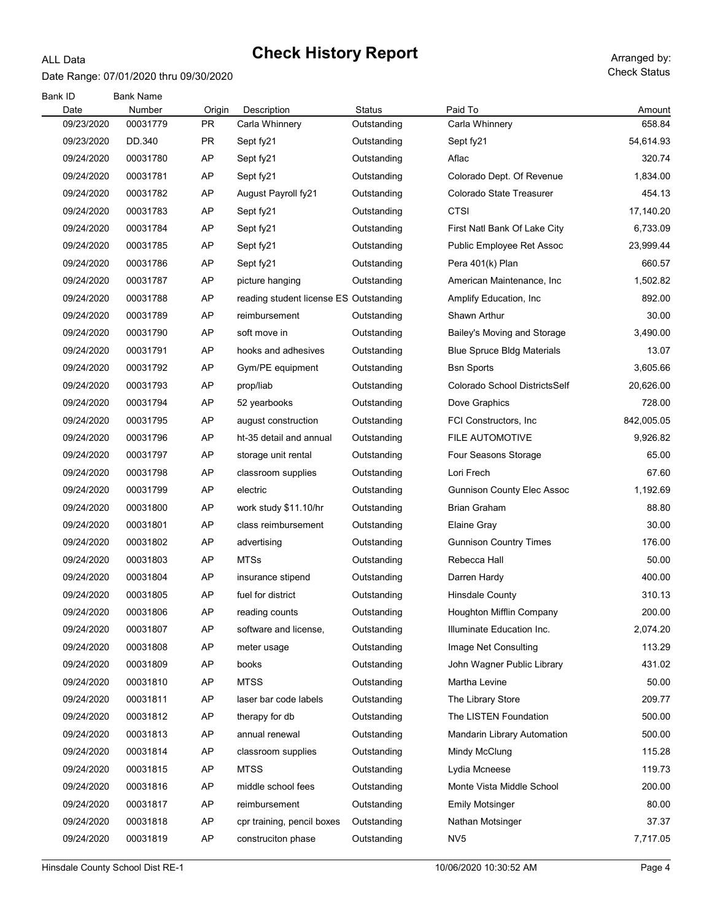ALL Data

# Check History Report

Date Range: 07/01/2020 thru 09/30/2020

Arranged by: Check Status

| Bank ID / Date | Bank Name / Number | Origin | Description | Status | Paid To | Amount |
|---|---|---|---|---|---|---|
| 09/23/2020 | 00031779 | PR | Carla Whinnery | Outstanding | Carla Whinnery | 658.84 |
| 09/23/2020 | DD.340 | PR | Sept fy21 | Outstanding | Sept fy21 | 54,614.93 |
| 09/24/2020 | 00031780 | AP | Sept fy21 | Outstanding | Aflac | 320.74 |
| 09/24/2020 | 00031781 | AP | Sept fy21 | Outstanding | Colorado Dept. Of Revenue | 1,834.00 |
| 09/24/2020 | 00031782 | AP | August Payroll fy21 | Outstanding | Colorado State Treasurer | 454.13 |
| 09/24/2020 | 00031783 | AP | Sept fy21 | Outstanding | CTSI | 17,140.20 |
| 09/24/2020 | 00031784 | AP | Sept fy21 | Outstanding | First Natl Bank Of Lake City | 6,733.09 |
| 09/24/2020 | 00031785 | AP | Sept fy21 | Outstanding | Public Employee Ret Assoc | 23,999.44 |
| 09/24/2020 | 00031786 | AP | Sept fy21 | Outstanding | Pera 401(k) Plan | 660.57 |
| 09/24/2020 | 00031787 | AP | picture hanging | Outstanding | American Maintenance, Inc | 1,502.82 |
| 09/24/2020 | 00031788 | AP | reading student license ES | Outstanding | Amplify Education, Inc | 892.00 |
| 09/24/2020 | 00031789 | AP | reimbursement | Outstanding | Shawn Arthur | 30.00 |
| 09/24/2020 | 00031790 | AP | soft move in | Outstanding | Bailey's Moving and Storage | 3,490.00 |
| 09/24/2020 | 00031791 | AP | hooks and adhesives | Outstanding | Blue Spruce Bldg Materials | 13.07 |
| 09/24/2020 | 00031792 | AP | Gym/PE equipment | Outstanding | Bsn Sports | 3,605.66 |
| 09/24/2020 | 00031793 | AP | prop/liab | Outstanding | Colorado School DistrictsSelf | 20,626.00 |
| 09/24/2020 | 00031794 | AP | 52 yearbooks | Outstanding | Dove Graphics | 728.00 |
| 09/24/2020 | 00031795 | AP | august construction | Outstanding | FCI Constructors, Inc | 842,005.05 |
| 09/24/2020 | 00031796 | AP | ht-35 detail and annual | Outstanding | FILE AUTOMOTIVE | 9,926.82 |
| 09/24/2020 | 00031797 | AP | storage unit rental | Outstanding | Four Seasons Storage | 65.00 |
| 09/24/2020 | 00031798 | AP | classroom supplies | Outstanding | Lori Frech | 67.60 |
| 09/24/2020 | 00031799 | AP | electric | Outstanding | Gunnison County Elec Assoc | 1,192.69 |
| 09/24/2020 | 00031800 | AP | work study $11.10/hr | Outstanding | Brian Graham | 88.80 |
| 09/24/2020 | 00031801 | AP | class reimbursement | Outstanding | Elaine Gray | 30.00 |
| 09/24/2020 | 00031802 | AP | advertising | Outstanding | Gunnison Country Times | 176.00 |
| 09/24/2020 | 00031803 | AP | MTSs | Outstanding | Rebecca Hall | 50.00 |
| 09/24/2020 | 00031804 | AP | insurance stipend | Outstanding | Darren Hardy | 400.00 |
| 09/24/2020 | 00031805 | AP | fuel for district | Outstanding | Hinsdale County | 310.13 |
| 09/24/2020 | 00031806 | AP | reading counts | Outstanding | Houghton Mifflin Company | 200.00 |
| 09/24/2020 | 00031807 | AP | software and license, | Outstanding | Illuminate Education Inc. | 2,074.20 |
| 09/24/2020 | 00031808 | AP | meter usage | Outstanding | Image Net Consulting | 113.29 |
| 09/24/2020 | 00031809 | AP | books | Outstanding | John Wagner Public Library | 431.02 |
| 09/24/2020 | 00031810 | AP | MTSS | Outstanding | Martha Levine | 50.00 |
| 09/24/2020 | 00031811 | AP | laser bar code labels | Outstanding | The Library Store | 209.77 |
| 09/24/2020 | 00031812 | AP | therapy for db | Outstanding | The LISTEN Foundation | 500.00 |
| 09/24/2020 | 00031813 | AP | annual renewal | Outstanding | Mandarin Library Automation | 500.00 |
| 09/24/2020 | 00031814 | AP | classroom supplies | Outstanding | Mindy McClung | 115.28 |
| 09/24/2020 | 00031815 | AP | MTSS | Outstanding | Lydia Mcneese | 119.73 |
| 09/24/2020 | 00031816 | AP | middle school fees | Outstanding | Monte Vista Middle School | 200.00 |
| 09/24/2020 | 00031817 | AP | reimbursement | Outstanding | Emily Motsinger | 80.00 |
| 09/24/2020 | 00031818 | AP | cpr training, pencil boxes | Outstanding | Nathan Motsinger | 37.37 |
| 09/24/2020 | 00031819 | AP | construciton phase | Outstanding | NV5 | 7,717.05 |

Hinsdale County School Dist RE-1 10/06/2020 10:30:52 AM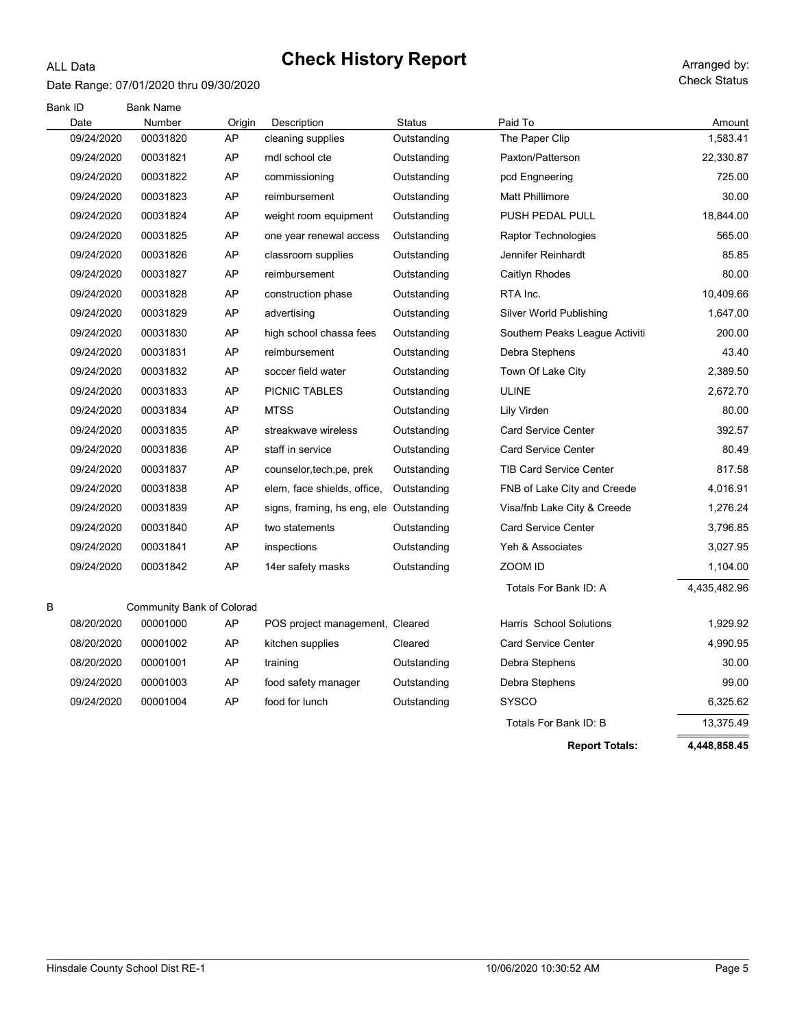# Check History Report

ALL Data

Date Range: 07/01/2020 thru 09/30/2020

Arranged by: Check Status

| Bank ID | Bank Name | | | | | |
|---|---|---|---|---|---|---|
| Date | Number | Origin | Description | Status | Paid To | Amount |
| 09/24/2020 | 00031820 | AP | cleaning supplies | Outstanding | The Paper Clip | 1,583.41 |
| 09/24/2020 | 00031821 | AP | mdl school cte | Outstanding | Paxton/Patterson | 22,330.87 |
| 09/24/2020 | 00031822 | AP | commissioning | Outstanding | pcd Engneering | 725.00 |
| 09/24/2020 | 00031823 | AP | reimbursement | Outstanding | Matt Phillimore | 30.00 |
| 09/24/2020 | 00031824 | AP | weight room equipment | Outstanding | PUSH PEDAL PULL | 18,844.00 |
| 09/24/2020 | 00031825 | AP | one year renewal access | Outstanding | Raptor Technologies | 565.00 |
| 09/24/2020 | 00031826 | AP | classroom supplies | Outstanding | Jennifer Reinhardt | 85.85 |
| 09/24/2020 | 00031827 | AP | reimbursement | Outstanding | Caitlyn Rhodes | 80.00 |
| 09/24/2020 | 00031828 | AP | construction phase | Outstanding | RTA Inc. | 10,409.66 |
| 09/24/2020 | 00031829 | AP | advertising | Outstanding | Silver World Publishing | 1,647.00 |
| 09/24/2020 | 00031830 | AP | high school chassa fees | Outstanding | Southern Peaks League Activiti | 200.00 |
| 09/24/2020 | 00031831 | AP | reimbursement | Outstanding | Debra Stephens | 43.40 |
| 09/24/2020 | 00031832 | AP | soccer field water | Outstanding | Town Of Lake City | 2,389.50 |
| 09/24/2020 | 00031833 | AP | PICNIC TABLES | Outstanding | ULINE | 2,672.70 |
| 09/24/2020 | 00031834 | AP | MTSS | Outstanding | Lily Virden | 80.00 |
| 09/24/2020 | 00031835 | AP | streakwave wireless | Outstanding | Card Service Center | 392.57 |
| 09/24/2020 | 00031836 | AP | staff in service | Outstanding | Card Service Center | 80.49 |
| 09/24/2020 | 00031837 | AP | counselor,tech,pe, prek | Outstanding | TIB Card Service Center | 817.58 |
| 09/24/2020 | 00031838 | AP | elem, face shields, office, | Outstanding | FNB of Lake City and Creede | 4,016.91 |
| 09/24/2020 | 00031839 | AP | signs, framing, hs eng, ele | Outstanding | Visa/fnb Lake City & Creede | 1,276.24 |
| 09/24/2020 | 00031840 | AP | two statements | Outstanding | Card Service Center | 3,796.85 |
| 09/24/2020 | 00031841 | AP | inspections | Outstanding | Yeh & Associates | 3,027.95 |
| 09/24/2020 | 00031842 | AP | 14er safety masks | Outstanding | ZOOM ID | 1,104.00 |
| | | | | | Totals For Bank ID: A | 4,435,482.96 |
| B | Community Bank of Colorad | | | | | |
| 08/20/2020 | 00001000 | AP | POS project management, | Cleared | Harris School Solutions | 1,929.92 |
| 08/20/2020 | 00001002 | AP | kitchen supplies | Cleared | Card Service Center | 4,990.95 |
| 08/20/2020 | 00001001 | AP | training | Outstanding | Debra Stephens | 30.00 |
| 09/24/2020 | 00001003 | AP | food safety manager | Outstanding | Debra Stephens | 99.00 |
| 09/24/2020 | 00001004 | AP | food for lunch | Outstanding | SYSCO | 6,325.62 |
| | | | | | Totals For Bank ID: B | 13,375.49 |
| | | | | | **Report Totals:** | **4,448,858.45** |

Hinsdale County School Dist RE-1 — 10/06/2020 10:30:52 AM